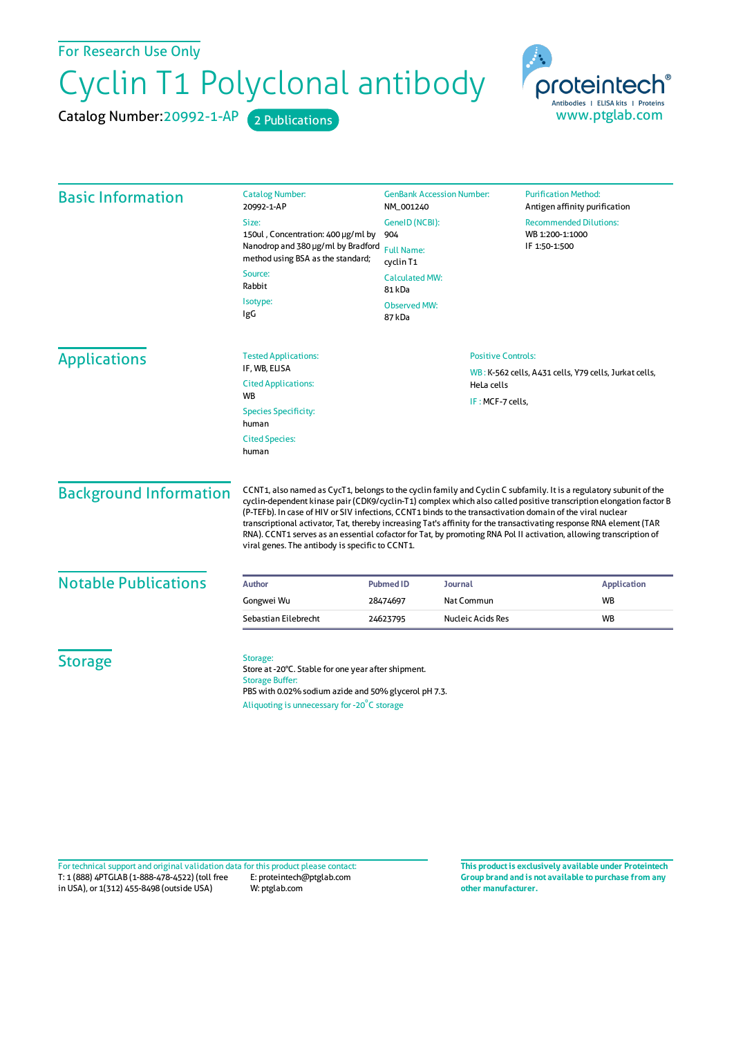For Research Use Only

# Cyclin T1 Polyclonal antibody

Catalog Number: 20992-1-AP  2 Publications

proteintech® Antibodies | ELISA kits | Proteins
www.ptglab.com

## Basic Information

**Catalog Number:**
20992-1-AP

**Size:**
150ul , Concentration: 400 μg/ml by Nanodrop and 380 μg/ml by Bradford method using BSA as the standard;

**Source:**
Rabbit

**Isotype:**
IgG

**GenBank Accession Number:**
NM_001240

**GeneID (NCBI):**
904

**Full Name:**
cyclin T1

**Calculated MW:**
81 kDa

**Observed MW:**
87 kDa

**Purification Method:**
Antigen affinity purification

**Recommended Dilutions:**
WB 1:200-1:1000
IF 1:50-1:500

## Applications

**Tested Applications:**
IF, WB, ELISA

**Cited Applications:**
WB

**Species Specificity:**
human

**Cited Species:**
human

**Positive Controls:**

WB : K-562 cells, A431 cells, Y79 cells, Jurkat cells, HeLa cells

IF : MCF-7 cells,

## Background Information

CCNT1, also named as CycT1, belongs to the cyclin family and Cyclin C subfamily. It is a regulatory subunit of the cyclin-dependent kinase pair (CDK9/cyclin-T1) complex which also called positive transcription elongation factor B (P-TEFb). In case of HIV or SIV infections, CCNT1 binds to the transactivation domain of the viral nuclear transcriptional activator, Tat, thereby increasing Tat's affinity for the transactivating response RNA element (TAR RNA). CCNT1 serves as an essential cofactor for Tat, by promoting RNA Pol II activation, allowing transcription of viral genes. The antibody is specific to CCNT1.

## Notable Publications

| Author | Pubmed ID | Journal | Application |
|---|---|---|---|
| Gongwei Wu | 28474697 | Nat Commun | WB |
| Sebastian Eilebrecht | 24623795 | Nucleic Acids Res | WB |

## Storage

**Storage:**
Store at -20°C. Stable for one year after shipment.

**Storage Buffer:**
PBS with 0.02% sodium azide and 50% glycerol pH 7.3.

Aliquoting is unnecessary for -20°C storage

For technical support and original validation data for this product please contact:
T: 1 (888) 4PTGLAB (1-888-478-4522) (toll free in USA), or 1(312) 455-8498 (outside USA)
E: proteintech@ptglab.com
W: ptglab.com

**This product is exclusively available under Proteintech Group brand and is not available to purchase from any other manufacturer.**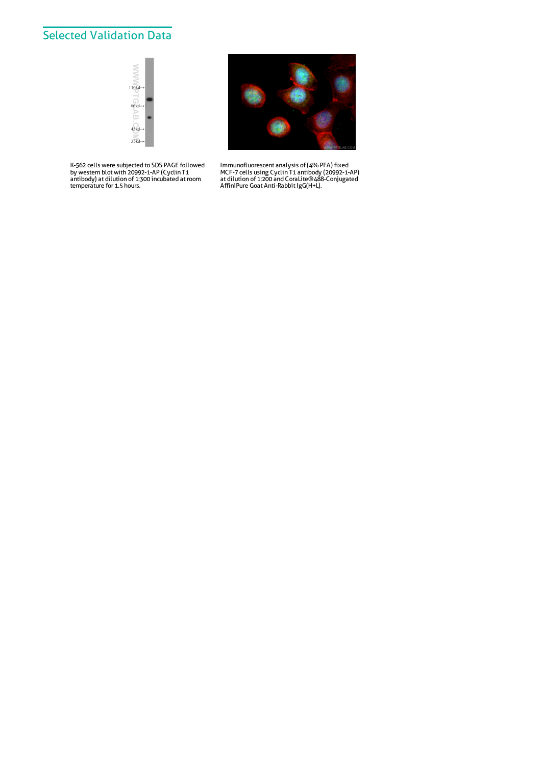## Selected Validation Data

116kd→
66kd→
45kd→
35kd→

K-562 cells were subjected to SDS PAGE followed by western blot with 20992-1-AP (Cyclin T1 antibody) at dilution of 1:300 incubated at room temperature for 1.5 hours.

Immunofluorescent analysis of (4% PFA) fixed MCF-7 cells using Cyclin T1 antibody (20992-1-AP) at dilution of 1:200 and CoraLite®488-Conjugated AffiniPure Goat Anti-Rabbit IgG(H+L).